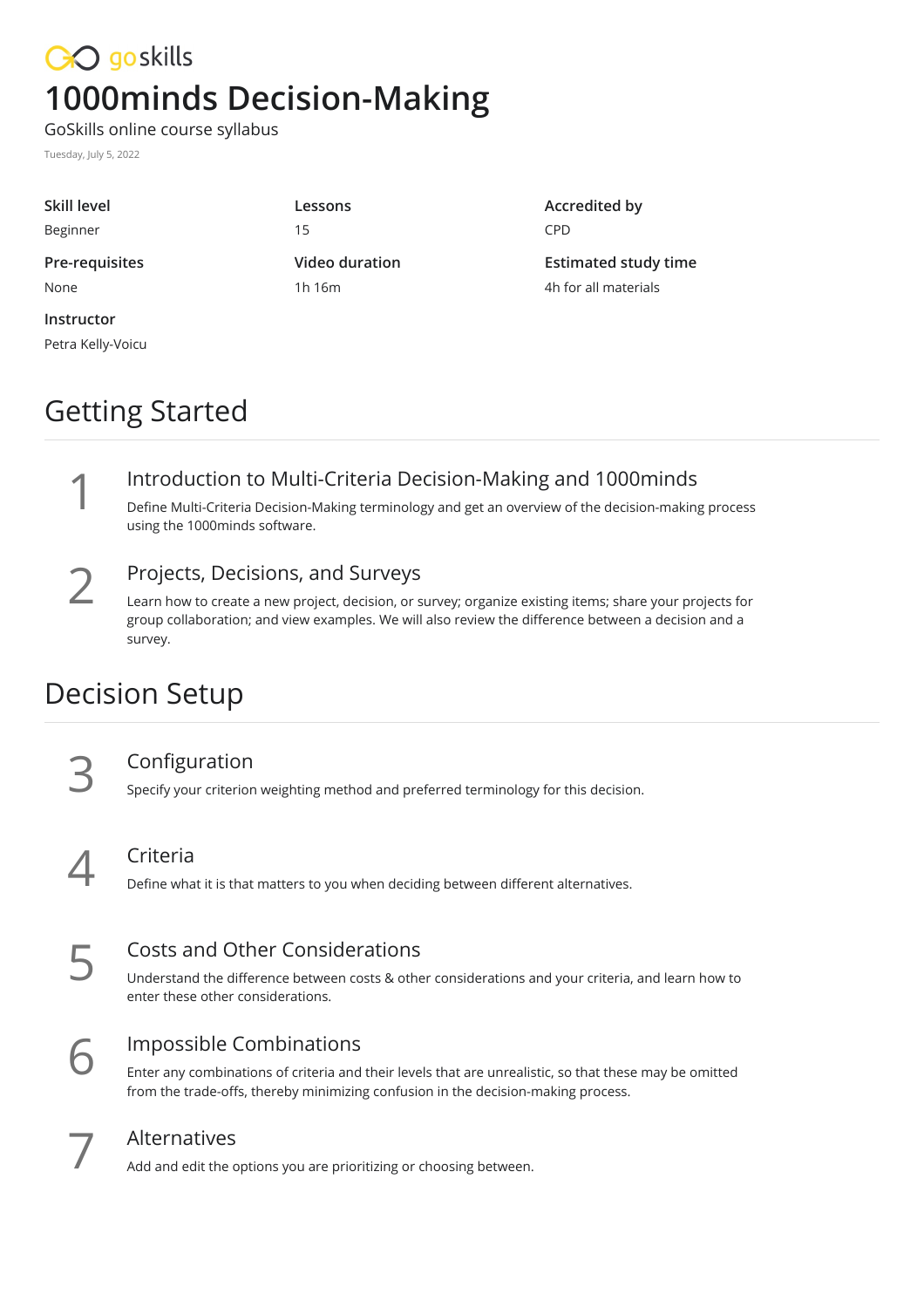goskills

# 1000minds Decision-Making

GoSkills online course syllabus

Tuesday, July 5, 2022

**Skill level**
Beginner

**Lessons**
15

**Accredited by**
CPD

**Pre-requisites**
None

**Video duration**
1h 16m

**Estimated study time**
4h for all materials

**Instructor**
Petra Kelly-Voicu

## Getting Started

### 1 Introduction to Multi-Criteria Decision-Making and 1000minds

Define Multi-Criteria Decision-Making terminology and get an overview of the decision-making process using the 1000minds software.

### 2 Projects, Decisions, and Surveys

Learn how to create a new project, decision, or survey; organize existing items; share your projects for group collaboration; and view examples. We will also review the difference between a decision and a survey.

## Decision Setup

### 3 Configuration

Specify your criterion weighting method and preferred terminology for this decision.

### 4 Criteria

Define what it is that matters to you when deciding between different alternatives.

### 5 Costs and Other Considerations

Understand the difference between costs & other considerations and your criteria, and learn how to enter these other considerations.

### 6 Impossible Combinations

Enter any combinations of criteria and their levels that are unrealistic, so that these may be omitted from the trade-offs, thereby minimizing confusion in the decision-making process.

### 7 Alternatives

Add and edit the options you are prioritizing or choosing between.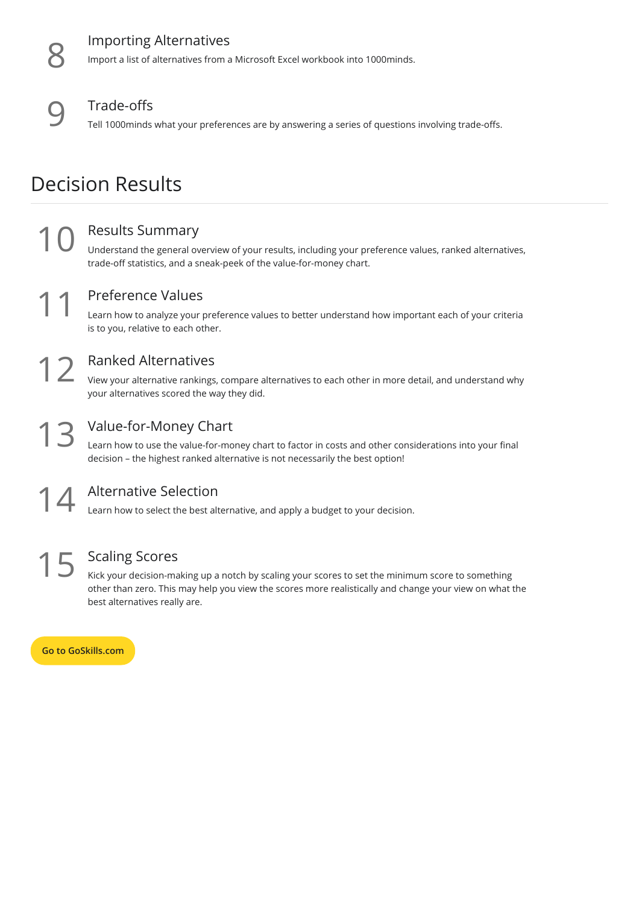8

### Importing Alternatives

Import a list of alternatives from a Microsoft Excel workbook into 1000minds.

9

### Trade-offs

Tell 1000minds what your preferences are by answering a series of questions involving trade-offs.

## Decision Results

10

### Results Summary

Understand the general overview of your results, including your preference values, ranked alternatives, trade-off statistics, and a sneak-peek of the value-for-money chart.

11

### Preference Values

Learn how to analyze your preference values to better understand how important each of your criteria is to you, relative to each other.

12

### Ranked Alternatives

View your alternative rankings, compare alternatives to each other in more detail, and understand why your alternatives scored the way they did.

13

### Value-for-Money Chart

Learn how to use the value-for-money chart to factor in costs and other considerations into your final decision – the highest ranked alternative is not necessarily the best option!

14

### Alternative Selection

Learn how to select the best alternative, and apply a budget to your decision.

15

### Scaling Scores

Kick your decision-making up a notch by scaling your scores to set the minimum score to something other than zero. This may help you view the scores more realistically and change your view on what the best alternatives really are.

**Go to GoSkills.com**